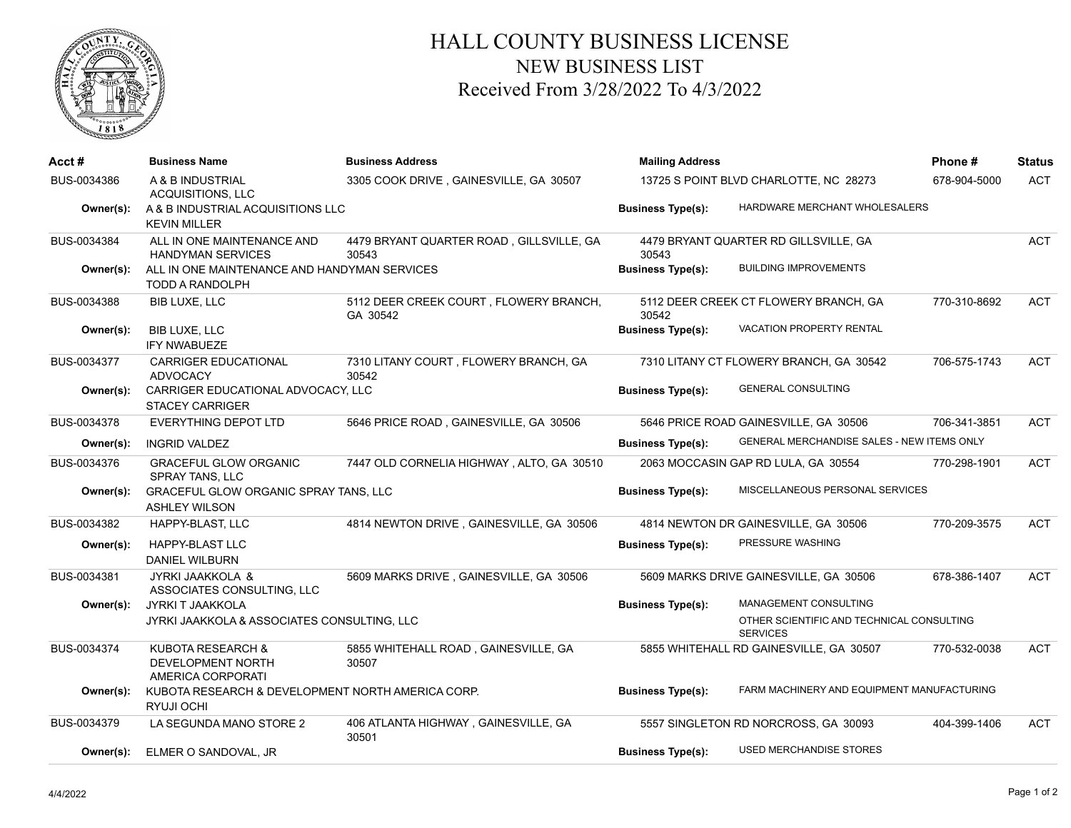# HALL COUNTY BUSINESS LICENSE

## NEW BUSINESS LIST

### Received From 3/28/2022 To 4/3/2022

| Acct # | Business Name | Business Address | Mailing Address | Phone # | Status |
|---|---|---|---|---|---|
| BUS-0034386 | A & B INDUSTRIAL ACQUISITIONS, LLC | 3305 COOK DRIVE , GAINESVILLE, GA 30507 | 13725 S POINT BLVD CHARLOTTE, NC 28273 | 678-904-5000 | ACT |
| Owner(s): | A & B INDUSTRIAL ACQUISITIONS LLC<br>KEVIN MILLER | | Business Type(s): HARDWARE MERCHANT WHOLESALERS | | |
| BUS-0034384 | ALL IN ONE MAINTENANCE AND HANDYMAN SERVICES | 4479 BRYANT QUARTER ROAD , GILLSVILLE, GA 30543 | 4479 BRYANT QUARTER RD GILLSVILLE, GA 30543 | | ACT |
| Owner(s): | ALL IN ONE MAINTENANCE AND HANDYMAN SERVICES<br>TODD A RANDOLPH | | Business Type(s): BUILDING IMPROVEMENTS | | |
| BUS-0034388 | BIB LUXE, LLC | 5112 DEER CREEK COURT , FLOWERY BRANCH, GA 30542 | 5112 DEER CREEK CT FLOWERY BRANCH, GA 30542 | 770-310-8692 | ACT |
| Owner(s): | BIB LUXE, LLC<br>IFY NWABUEZE | | Business Type(s): VACATION PROPERTY RENTAL | | |
| BUS-0034377 | CARRIGER EDUCATIONAL ADVOCACY | 7310 LITANY COURT , FLOWERY BRANCH, GA 30542 | 7310 LITANY CT FLOWERY BRANCH, GA 30542 | 706-575-1743 | ACT |
| Owner(s): | CARRIGER EDUCATIONAL ADVOCACY, LLC<br>STACEY CARRIGER | | Business Type(s): GENERAL CONSULTING | | |
| BUS-0034378 | EVERYTHING DEPOT LTD | 5646 PRICE ROAD , GAINESVILLE, GA 30506 | 5646 PRICE ROAD GAINESVILLE, GA 30506 | 706-341-3851 | ACT |
| Owner(s): | INGRID VALDEZ | | Business Type(s): GENERAL MERCHANDISE SALES - NEW ITEMS ONLY | | |
| BUS-0034376 | GRACEFUL GLOW ORGANIC SPRAY TANS, LLC | 7447 OLD CORNELIA HIGHWAY , ALTO, GA 30510 | 2063 MOCCASIN GAP RD LULA, GA 30554 | 770-298-1901 | ACT |
| Owner(s): | GRACEFUL GLOW ORGANIC SPRAY TANS, LLC<br>ASHLEY WILSON | | Business Type(s): MISCELLANEOUS PERSONAL SERVICES | | |
| BUS-0034382 | HAPPY-BLAST, LLC | 4814 NEWTON DRIVE , GAINESVILLE, GA 30506 | 4814 NEWTON DR GAINESVILLE, GA 30506 | 770-209-3575 | ACT |
| Owner(s): | HAPPY-BLAST LLC<br>DANIEL WILBURN | | Business Type(s): PRESSURE WASHING | | |
| BUS-0034381 | JYRKI JAAKKOLA & ASSOCIATES CONSULTING, LLC | 5609 MARKS DRIVE , GAINESVILLE, GA 30506 | 5609 MARKS DRIVE GAINESVILLE, GA 30506 | 678-386-1407 | ACT |
| Owner(s): | JYRKI T JAAKKOLA<br>JYRKI JAAKKOLA & ASSOCIATES CONSULTING, LLC | | Business Type(s): MANAGEMENT CONSULTING<br>OTHER SCIENTIFIC AND TECHNICAL CONSULTING SERVICES | | |
| BUS-0034374 | KUBOTA RESEARCH & DEVELOPMENT NORTH AMERICA CORPORATI | 5855 WHITEHALL ROAD , GAINESVILLE, GA 30507 | 5855 WHITEHALL RD GAINESVILLE, GA 30507 | 770-532-0038 | ACT |
| Owner(s): | KUBOTA RESEARCH & DEVELOPMENT NORTH AMERICA CORP.<br>RYUJI OCHI | | Business Type(s): FARM MACHINERY AND EQUIPMENT MANUFACTURING | | |
| BUS-0034379 | LA SEGUNDA MANO STORE 2 | 406 ATLANTA HIGHWAY , GAINESVILLE, GA 30501 | 5557 SINGLETON RD NORCROSS, GA 30093 | 404-399-1406 | ACT |
| Owner(s): | ELMER O SANDOVAL, JR | | Business Type(s): USED MERCHANDISE STORES | | |

4/4/2022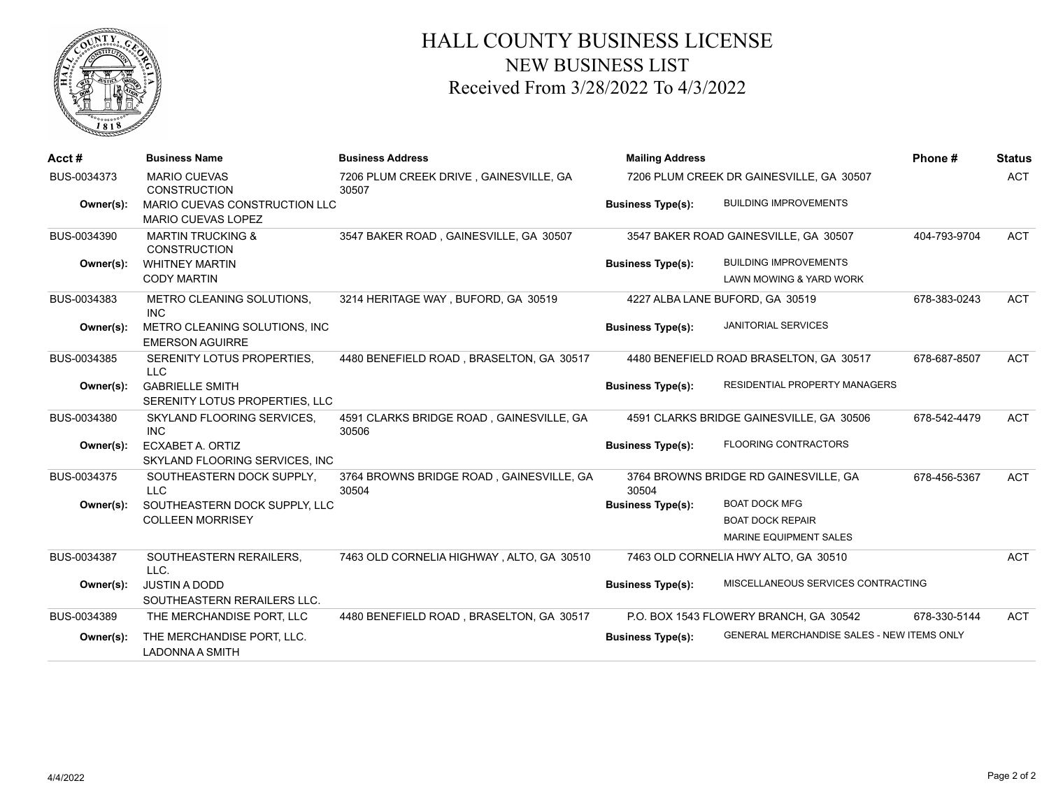# HALL COUNTY BUSINESS LICENSE
## NEW BUSINESS LIST
## Received From 3/28/2022 To 4/3/2022

| Acct # | Business Name | Business Address | Mailing Address | | Phone # | Status |
|---|---|---|---|---|---|---|
| BUS-0034373 | MARIO CUEVAS CONSTRUCTION | 7206 PLUM CREEK DRIVE , GAINESVILLE, GA 30507 | 7206 PLUM CREEK DR GAINESVILLE, GA 30507 | | | ACT |
| Owner(s): | MARIO CUEVAS CONSTRUCTION LLC<br>MARIO CUEVAS LOPEZ | | Business Type(s): | BUILDING IMPROVEMENTS | | |
| BUS-0034390 | MARTIN TRUCKING & CONSTRUCTION | 3547 BAKER ROAD , GAINESVILLE, GA 30507 | 3547 BAKER ROAD GAINESVILLE, GA 30507 | | 404-793-9704 | ACT |
| Owner(s): | WHITNEY MARTIN<br>CODY MARTIN | | Business Type(s): | BUILDING IMPROVEMENTS<br>LAWN MOWING & YARD WORK | | |
| BUS-0034383 | METRO CLEANING SOLUTIONS, INC | 3214 HERITAGE WAY , BUFORD, GA 30519 | 4227 ALBA LANE BUFORD, GA 30519 | | 678-383-0243 | ACT |
| Owner(s): | METRO CLEANING SOLUTIONS, INC<br>EMERSON AGUIRRE | | Business Type(s): | JANITORIAL SERVICES | | |
| BUS-0034385 | SERENITY LOTUS PROPERTIES, LLC | 4480 BENEFIELD ROAD , BRASELTON, GA 30517 | 4480 BENEFIELD ROAD BRASELTON, GA 30517 | | 678-687-8507 | ACT |
| Owner(s): | GABRIELLE SMITH<br>SERENITY LOTUS PROPERTIES, LLC | | Business Type(s): | RESIDENTIAL PROPERTY MANAGERS | | |
| BUS-0034380 | SKYLAND FLOORING SERVICES, INC | 4591 CLARKS BRIDGE ROAD , GAINESVILLE, GA 30506 | 4591 CLARKS BRIDGE GAINESVILLE, GA 30506 | | 678-542-4479 | ACT |
| Owner(s): | ECXABET A. ORTIZ<br>SKYLAND FLOORING SERVICES, INC | | Business Type(s): | FLOORING CONTRACTORS | | |
| BUS-0034375 | SOUTHEASTERN DOCK SUPPLY, LLC | 3764 BROWNS BRIDGE ROAD , GAINESVILLE, GA 30504 | 3764 BROWNS BRIDGE RD GAINESVILLE, GA 30504 | | 678-456-5367 | ACT |
| Owner(s): | SOUTHEASTERN DOCK SUPPLY, LLC<br>COLLEEN MORRISEY | | Business Type(s): | BOAT DOCK MFG<br>BOAT DOCK REPAIR<br>MARINE EQUIPMENT SALES | | |
| BUS-0034387 | SOUTHEASTERN RERAILERS, LLC. | 7463 OLD CORNELIA HIGHWAY , ALTO, GA 30510 | 7463 OLD CORNELIA HWY ALTO, GA 30510 | | | ACT |
| Owner(s): | JUSTIN A DODD<br>SOUTHEASTERN RERAILERS LLC. | | Business Type(s): | MISCELLANEOUS SERVICES CONTRACTING | | |
| BUS-0034389 | THE MERCHANDISE PORT, LLC | 4480 BENEFIELD ROAD , BRASELTON, GA 30517 | P.O. BOX 1543 FLOWERY BRANCH, GA 30542 | | 678-330-5144 | ACT |
| Owner(s): | THE MERCHANDISE PORT, LLC.<br>LADONNA A SMITH | | Business Type(s): | GENERAL MERCHANDISE SALES - NEW ITEMS ONLY | | |

4/4/2022